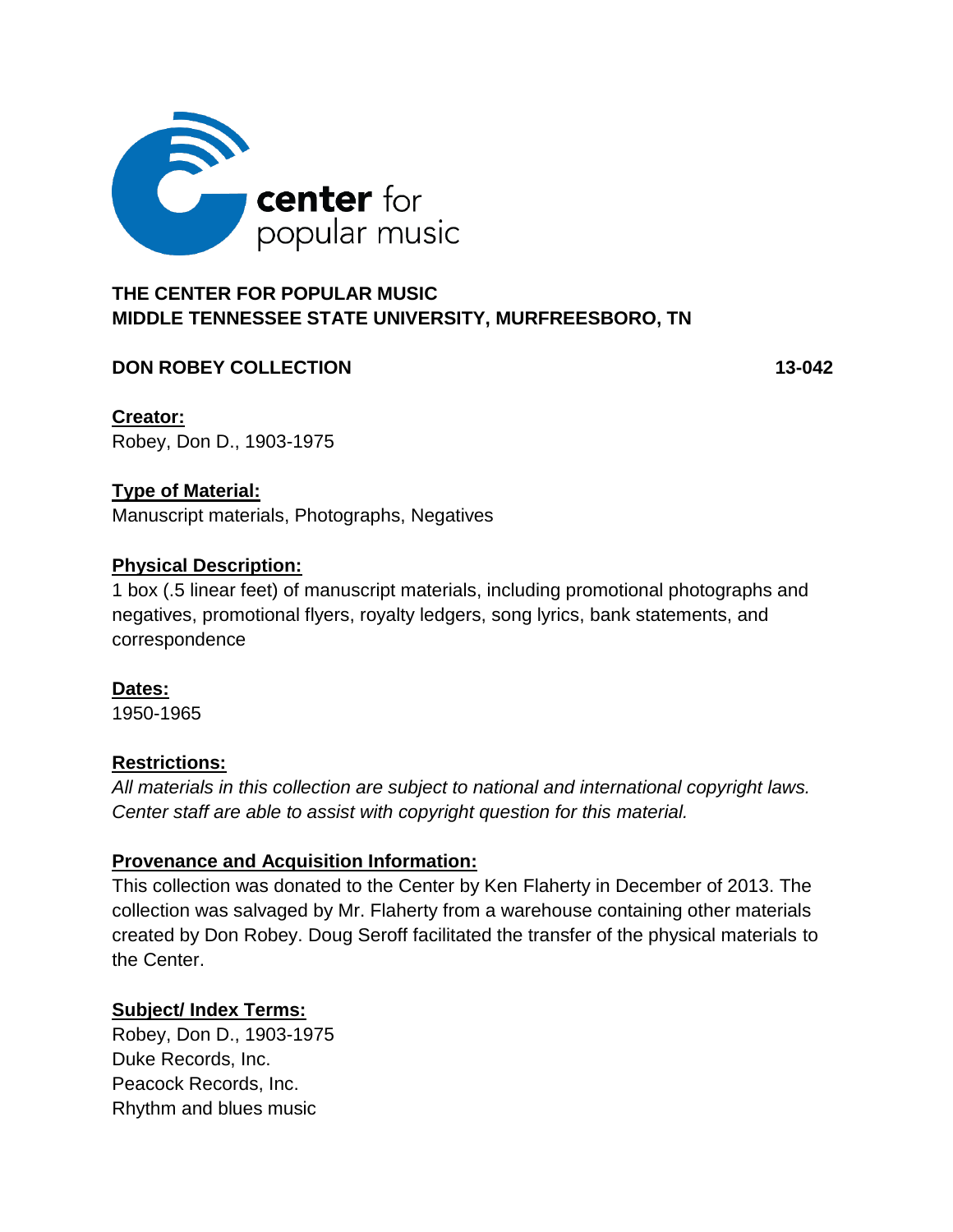**center** for
popular music

## THE CENTER FOR POPULAR MUSIC
## MIDDLE TENNESSEE STATE UNIVERSITY, MURFREESBORO, TN

**DON ROBEY COLLECTION** **13-042**

**Creator:**
Robey, Don D., 1903-1975

**Type of Material:**
Manuscript materials, Photographs, Negatives

**Physical Description:**
1 box (.5 linear feet) of manuscript materials, including promotional photographs and negatives, promotional flyers, royalty ledgers, song lyrics, bank statements, and correspondence

**Dates:**
1950-1965

**Restrictions:**
*All materials in this collection are subject to national and international copyright laws. Center staff are able to assist with copyright question for this material.*

**Provenance and Acquisition Information:**
This collection was donated to the Center by Ken Flaherty in December of 2013. The collection was salvaged by Mr. Flaherty from a warehouse containing other materials created by Don Robey. Doug Seroff facilitated the transfer of the physical materials to the Center.

**Subject/ Index Terms:**
Robey, Don D., 1903-1975
Duke Records, Inc.
Peacock Records, Inc.
Rhythm and blues music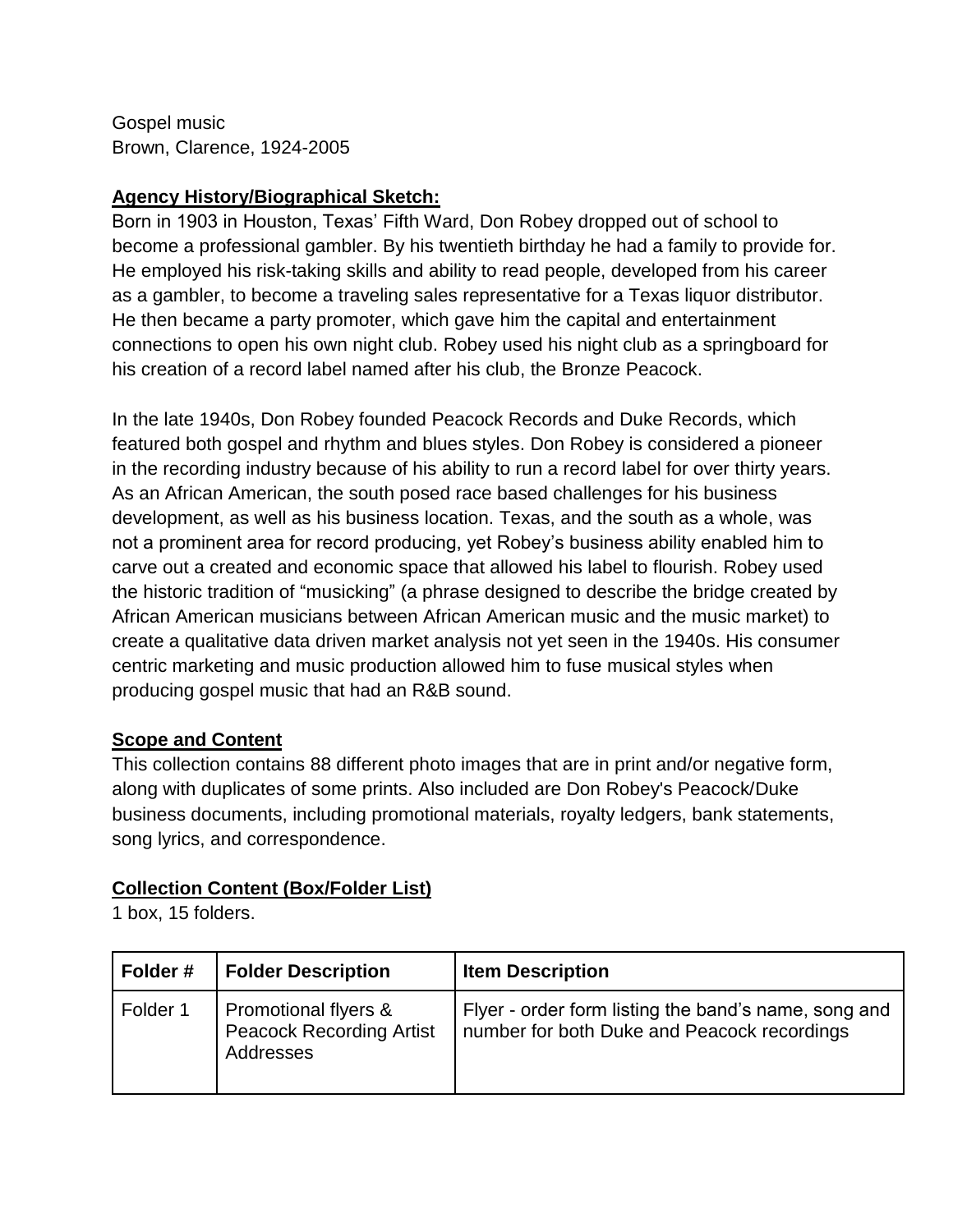Gospel music
Brown, Clarence, 1924-2005

**Agency History/Biographical Sketch:**

Born in 1903 in Houston, Texas' Fifth Ward, Don Robey dropped out of school to become a professional gambler. By his twentieth birthday he had a family to provide for. He employed his risk-taking skills and ability to read people, developed from his career as a gambler, to become a traveling sales representative for a Texas liquor distributor. He then became a party promoter, which gave him the capital and entertainment connections to open his own night club. Robey used his night club as a springboard for his creation of a record label named after his club, the Bronze Peacock.

In the late 1940s, Don Robey founded Peacock Records and Duke Records, which featured both gospel and rhythm and blues styles. Don Robey is considered a pioneer in the recording industry because of his ability to run a record label for over thirty years. As an African American, the south posed race based challenges for his business development, as well as his business location. Texas, and the south as a whole, was not a prominent area for record producing, yet Robey's business ability enabled him to carve out a created and economic space that allowed his label to flourish. Robey used the historic tradition of "musicking" (a phrase designed to describe the bridge created by African American musicians between African American music and the music market) to create a qualitative data driven market analysis not yet seen in the 1940s. His consumer centric marketing and music production allowed him to fuse musical styles when producing gospel music that had an R&B sound.

**Scope and Content**

This collection contains 88 different photo images that are in print and/or negative form, along with duplicates of some prints. Also included are Don Robey's Peacock/Duke business documents, including promotional materials, royalty ledgers, bank statements, song lyrics, and correspondence.

**Collection Content (Box/Folder List)**

1 box, 15 folders.

| Folder # | Folder Description | Item Description |
| --- | --- | --- |
| Folder 1 | Promotional flyers & Peacock Recording Artist Addresses | Flyer - order form listing the band's name, song and number for both Duke and Peacock recordings |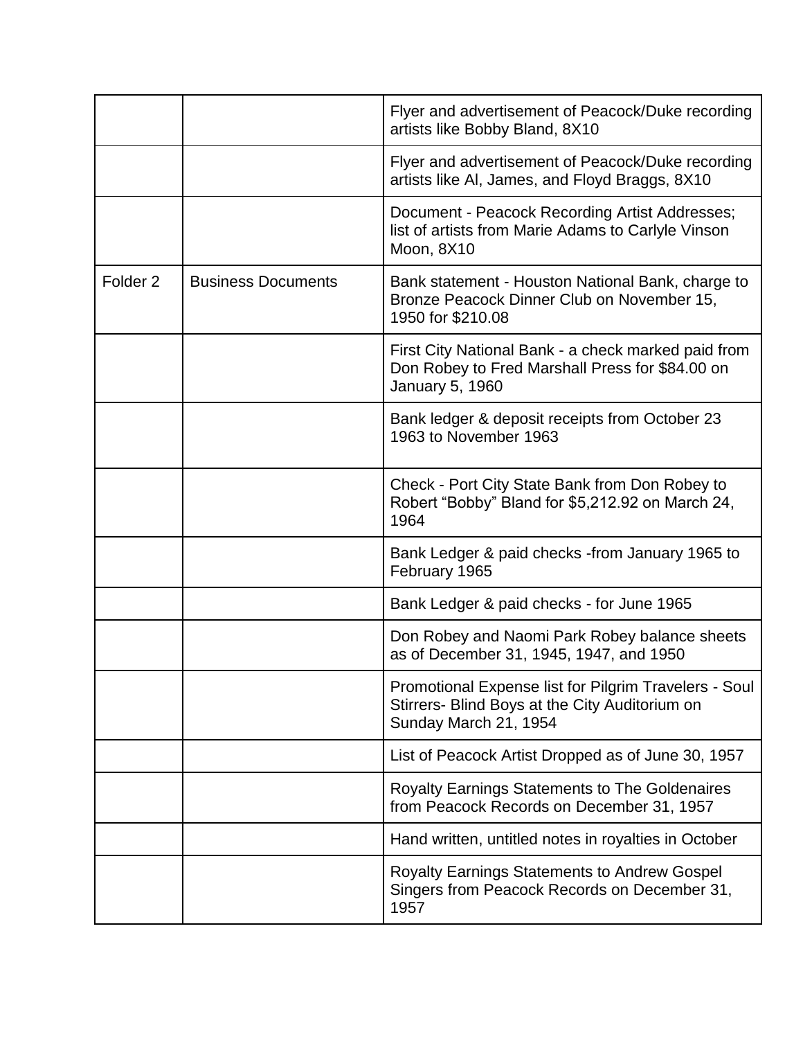| | | |
|---|---|---|
| | | Flyer and advertisement of Peacock/Duke recording artists like Bobby Bland, 8X10 |
| | | Flyer and advertisement of Peacock/Duke recording artists like Al, James, and Floyd Braggs, 8X10 |
| | | Document - Peacock Recording Artist Addresses; list of artists from Marie Adams to Carlyle Vinson Moon, 8X10 |
| Folder 2 | Business Documents | Bank statement - Houston National Bank, charge to Bronze Peacock Dinner Club on November 15, 1950 for $210.08 |
| | | First City National Bank - a check marked paid from Don Robey to Fred Marshall Press for $84.00 on January 5, 1960 |
| | | Bank ledger & deposit receipts from October 23 1963 to November 1963 |
| | | Check - Port City State Bank from Don Robey to Robert “Bobby” Bland for $5,212.92 on March 24, 1964 |
| | | Bank Ledger & paid checks -from January 1965 to February 1965 |
| | | Bank Ledger & paid checks - for June 1965 |
| | | Don Robey and Naomi Park Robey balance sheets as of December 31, 1945, 1947, and 1950 |
| | | Promotional Expense list for Pilgrim Travelers - Soul Stirrers- Blind Boys at the City Auditorium on Sunday March 21, 1954 |
| | | List of Peacock Artist Dropped as of June 30, 1957 |
| | | Royalty Earnings Statements to The Goldenaires from Peacock Records on December 31, 1957 |
| | | Hand written, untitled notes in royalties in October |
| | | Royalty Earnings Statements to Andrew Gospel Singers from Peacock Records on December 31, 1957 |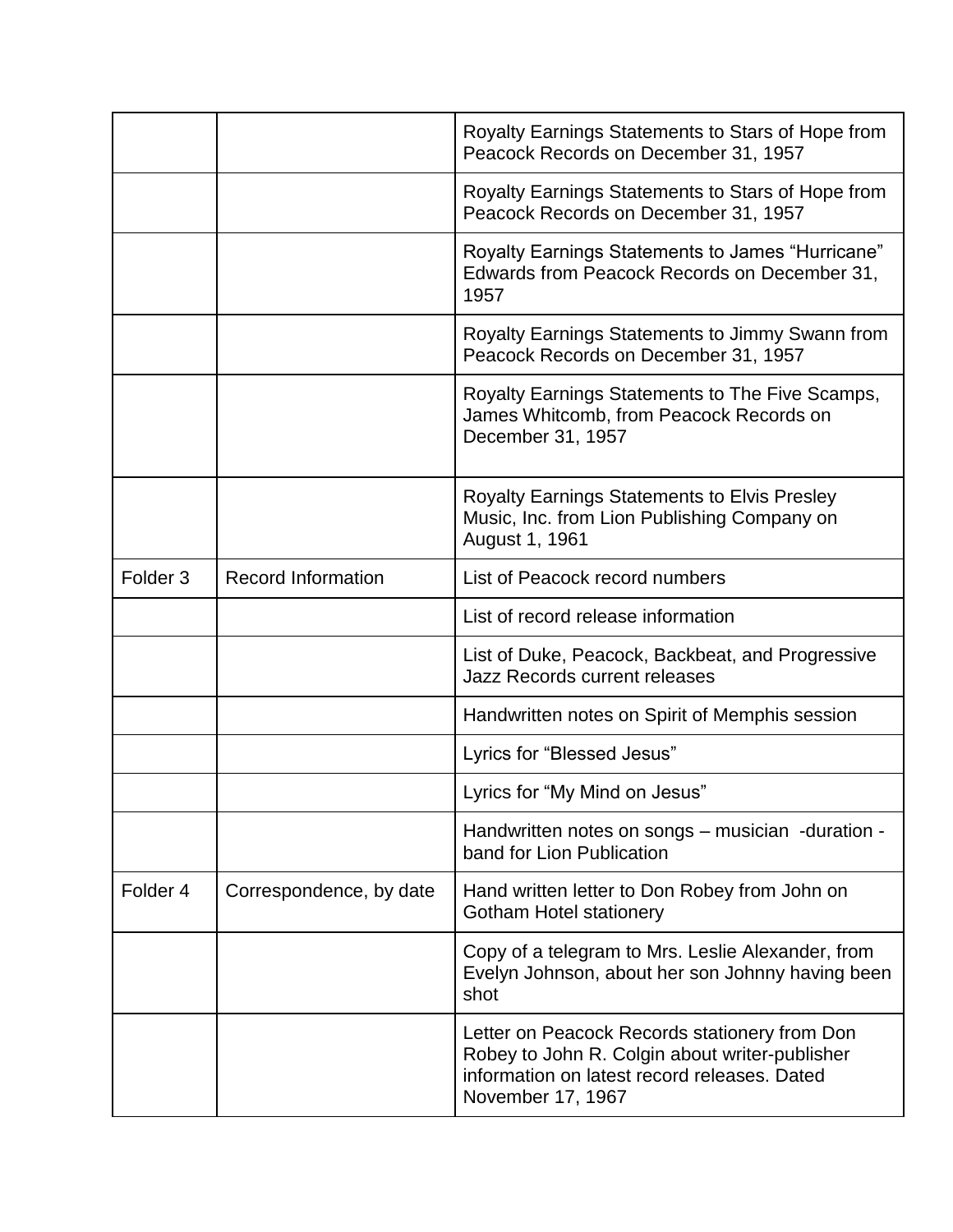| | | |
|---|---|---|
| | | Royalty Earnings Statements to Stars of Hope from Peacock Records on December 31, 1957 |
| | | Royalty Earnings Statements to Stars of Hope from Peacock Records on December 31, 1957 |
| | | Royalty Earnings Statements to James "Hurricane" Edwards from Peacock Records on December 31, 1957 |
| | | Royalty Earnings Statements to Jimmy Swann from Peacock Records on December 31, 1957 |
| | | Royalty Earnings Statements to The Five Scamps, James Whitcomb, from Peacock Records on December 31, 1957 |
| | | Royalty Earnings Statements to Elvis Presley Music, Inc. from Lion Publishing Company on August 1, 1961 |
| Folder 3 | Record Information | List of Peacock record numbers |
| | | List of record release information |
| | | List of Duke, Peacock, Backbeat, and Progressive Jazz Records current releases |
| | | Handwritten notes on Spirit of Memphis session |
| | | Lyrics for "Blessed Jesus" |
| | | Lyrics for "My Mind on Jesus" |
| | | Handwritten notes on songs – musician -duration - band for Lion Publication |
| Folder 4 | Correspondence, by date | Hand written letter to Don Robey from John on Gotham Hotel stationery |
| | | Copy of a telegram to Mrs. Leslie Alexander, from Evelyn Johnson, about her son Johnny having been shot |
| | | Letter on Peacock Records stationery from Don Robey to John R. Colgin about writer-publisher information on latest record releases. Dated November 17, 1967 |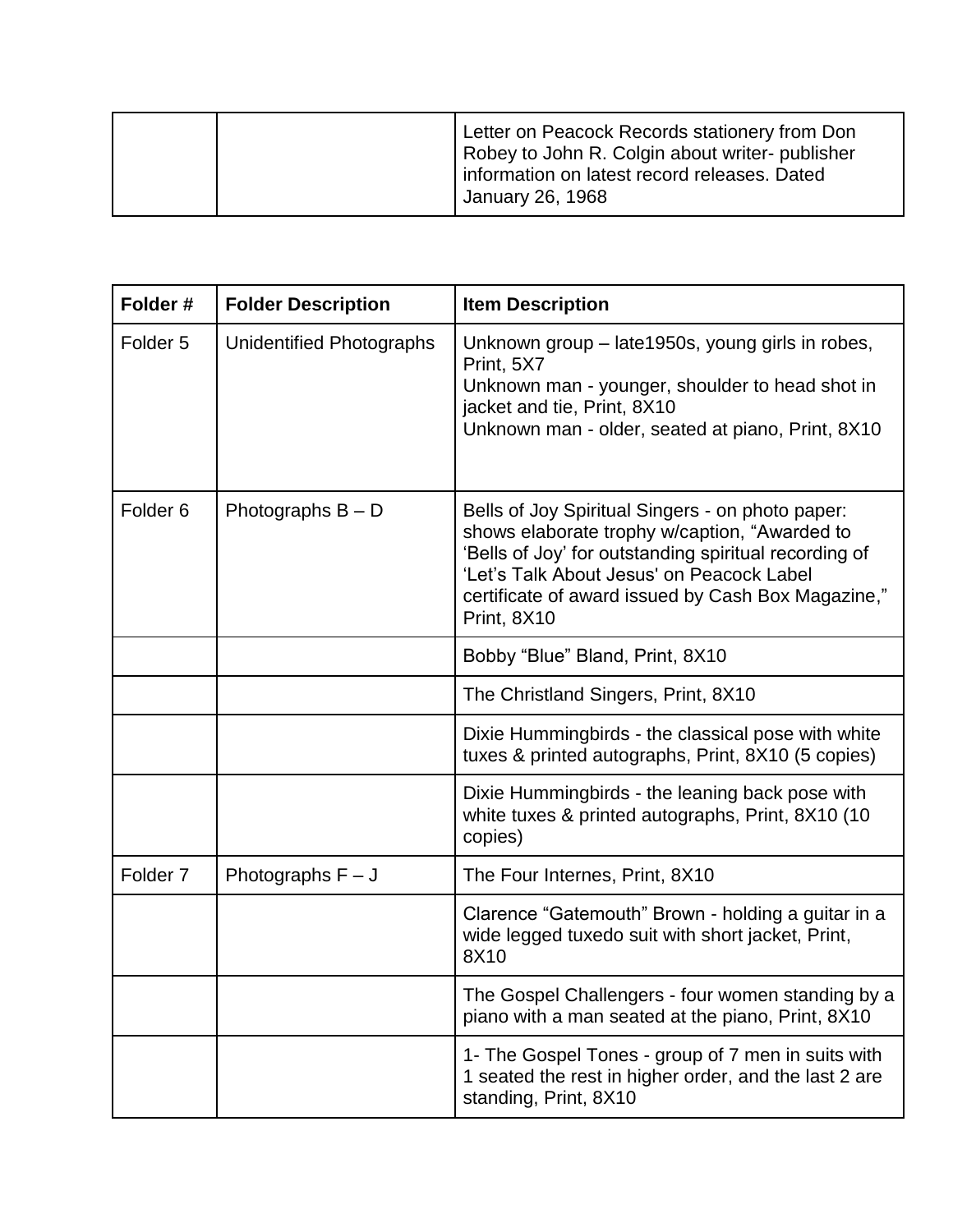| | | |
|---|---|---|
| | | Letter on Peacock Records stationery from Don Robey to John R. Colgin about writer- publisher information on latest record releases. Dated January 26, 1968 |

| Folder # | Folder Description | Item Description |
|---|---|---|
| Folder 5 | Unidentified Photographs | Unknown group – late1950s, young girls in robes, Print, 5X7<br>Unknown man - younger, shoulder to head shot in jacket and tie, Print, 8X10<br>Unknown man - older, seated at piano, Print, 8X10 |
| Folder 6 | Photographs B – D | Bells of Joy Spiritual Singers - on photo paper: shows elaborate trophy w/caption, "Awarded to 'Bells of Joy' for outstanding spiritual recording of 'Let's Talk About Jesus' on Peacock Label certificate of award issued by Cash Box Magazine," Print, 8X10 |
| | | Bobby "Blue" Bland, Print, 8X10 |
| | | The Christland Singers, Print, 8X10 |
| | | Dixie Hummingbirds - the classical pose with white tuxes & printed autographs, Print, 8X10 (5 copies) |
| | | Dixie Hummingbirds - the leaning back pose with white tuxes & printed autographs, Print, 8X10 (10 copies) |
| Folder 7 | Photographs F – J | The Four Internes, Print, 8X10 |
| | | Clarence "Gatemouth" Brown - holding a guitar in a wide legged tuxedo suit with short jacket, Print, 8X10 |
| | | The Gospel Challengers - four women standing by a piano with a man seated at the piano, Print, 8X10 |
| | | 1- The Gospel Tones - group of 7 men in suits with 1 seated the rest in higher order, and the last 2 are standing, Print, 8X10 |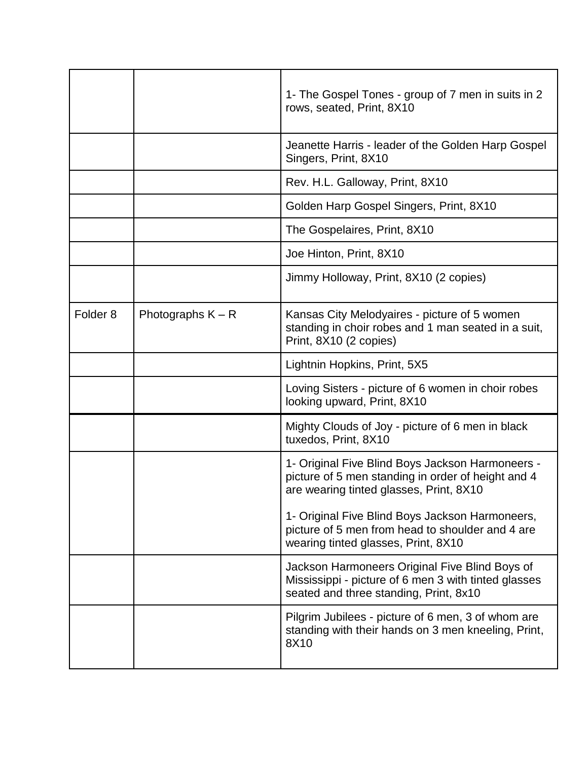| | | |
|---|---|---|
| | | 1- The Gospel Tones - group of 7 men in suits in 2 rows, seated, Print, 8X10 |
| | | Jeanette Harris - leader of the Golden Harp Gospel Singers, Print, 8X10 |
| | | Rev. H.L. Galloway, Print, 8X10 |
| | | Golden Harp Gospel Singers, Print, 8X10 |
| | | The Gospelaires, Print, 8X10 |
| | | Joe Hinton, Print, 8X10 |
| | | Jimmy Holloway, Print, 8X10 (2 copies) |
| Folder 8 | Photographs K – R | Kansas City Melodyaires - picture of 5 women standing in choir robes and 1 man seated in a suit, Print, 8X10 (2 copies) |
| | | Lightnin Hopkins, Print, 5X5 |
| | | Loving Sisters - picture of 6 women in choir robes looking upward, Print, 8X10 |
| | | Mighty Clouds of Joy - picture of 6 men in black tuxedos, Print, 8X10 |
| | | 1- Original Five Blind Boys Jackson Harmoneers - picture of 5 men standing in order of height and 4 are wearing tinted glasses, Print, 8X10<br><br>1- Original Five Blind Boys Jackson Harmoneers, picture of 5 men from head to shoulder and 4 are wearing tinted glasses, Print, 8X10 |
| | | Jackson Harmoneers Original Five Blind Boys of Mississippi - picture of 6 men 3 with tinted glasses seated and three standing, Print, 8x10 |
| | | Pilgrim Jubilees - picture of 6 men, 3 of whom are standing with their hands on 3 men kneeling, Print, 8X10 |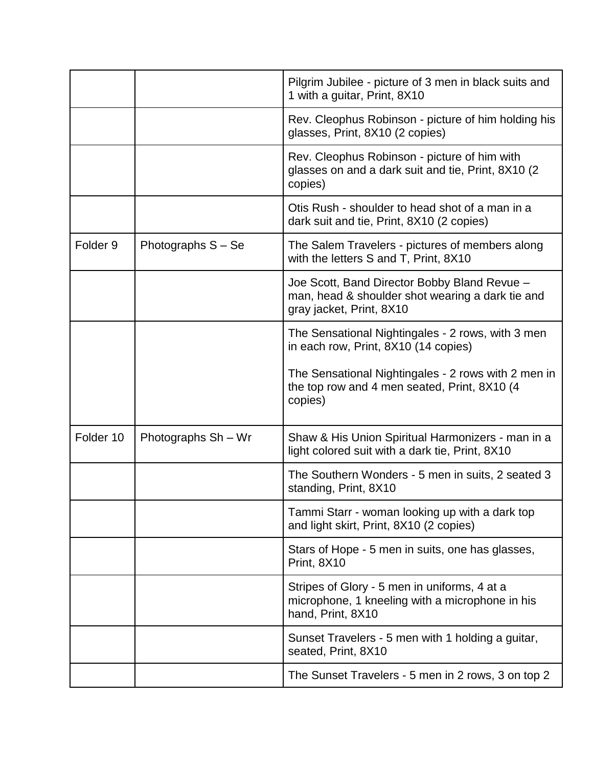| | | |
|---|---|---|
| | | Pilgrim Jubilee - picture of 3 men in black suits and 1 with a guitar, Print, 8X10 |
| | | Rev. Cleophus Robinson - picture of him holding his glasses, Print, 8X10 (2 copies) |
| | | Rev. Cleophus Robinson - picture of him with glasses on and a dark suit and tie, Print, 8X10 (2 copies) |
| | | Otis Rush - shoulder to head shot of a man in a dark suit and tie, Print, 8X10 (2 copies) |
| Folder 9 | Photographs S – Se | The Salem Travelers - pictures of members along with the letters S and T, Print, 8X10 |
| | | Joe Scott, Band Director Bobby Bland Revue – man, head & shoulder shot wearing a dark tie and gray jacket, Print, 8X10 |
| | | The Sensational Nightingales - 2 rows, with 3 men in each row, Print, 8X10 (14 copies)<br><br>The Sensational Nightingales - 2 rows with 2 men in the top row and 4 men seated, Print, 8X10 (4 copies) |
| Folder 10 | Photographs Sh – Wr | Shaw & His Union Spiritual Harmonizers - man in a light colored suit with a dark tie, Print, 8X10 |
| | | The Southern Wonders - 5 men in suits, 2 seated 3 standing, Print, 8X10 |
| | | Tammi Starr - woman looking up with a dark top and light skirt, Print, 8X10 (2 copies) |
| | | Stars of Hope - 5 men in suits, one has glasses, Print, 8X10 |
| | | Stripes of Glory - 5 men in uniforms, 4 at a microphone, 1 kneeling with a microphone in his hand, Print, 8X10 |
| | | Sunset Travelers - 5 men with 1 holding a guitar, seated, Print, 8X10 |
| | | The Sunset Travelers - 5 men in 2 rows, 3 on top 2 |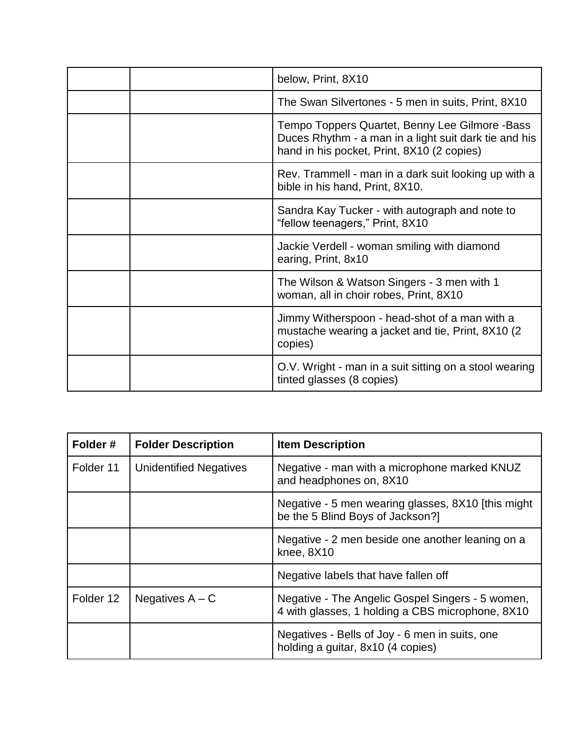| | | below, Print, 8X10 |
|---|---|---|
| | | The Swan Silvertones - 5 men in suits, Print, 8X10 |
| | | Tempo Toppers Quartet, Benny Lee Gilmore -Bass Duces Rhythm - a man in a light suit dark tie and his hand in his pocket, Print, 8X10 (2 copies) |
| | | Rev. Trammell - man in a dark suit looking up with a bible in his hand, Print, 8X10. |
| | | Sandra Kay Tucker - with autograph and note to “fellow teenagers,” Print, 8X10 |
| | | Jackie Verdell - woman smiling with diamond earing, Print, 8x10 |
| | | The Wilson & Watson Singers - 3 men with 1 woman, all in choir robes, Print, 8X10 |
| | | Jimmy Witherspoon - head-shot of a man with a mustache wearing a jacket and tie, Print, 8X10 (2 copies) |
| | | O.V. Wright - man in a suit sitting on a stool wearing tinted glasses (8 copies) |

| **Folder #** | **Folder Description** | **Item Description** |
|---|---|---|
| Folder 11 | Unidentified Negatives | Negative - man with a microphone marked KNUZ and headphones on, 8X10 |
| | | Negative - 5 men wearing glasses, 8X10 [this might be the 5 Blind Boys of Jackson?] |
| | | Negative - 2 men beside one another leaning on a knee, 8X10 |
| | | Negative labels that have fallen off |
| Folder 12 | Negatives A – C | Negative - The Angelic Gospel Singers - 5 women, 4 with glasses, 1 holding a CBS microphone, 8X10 |
| | | Negatives - Bells of Joy - 6 men in suits, one holding a guitar, 8x10 (4 copies) |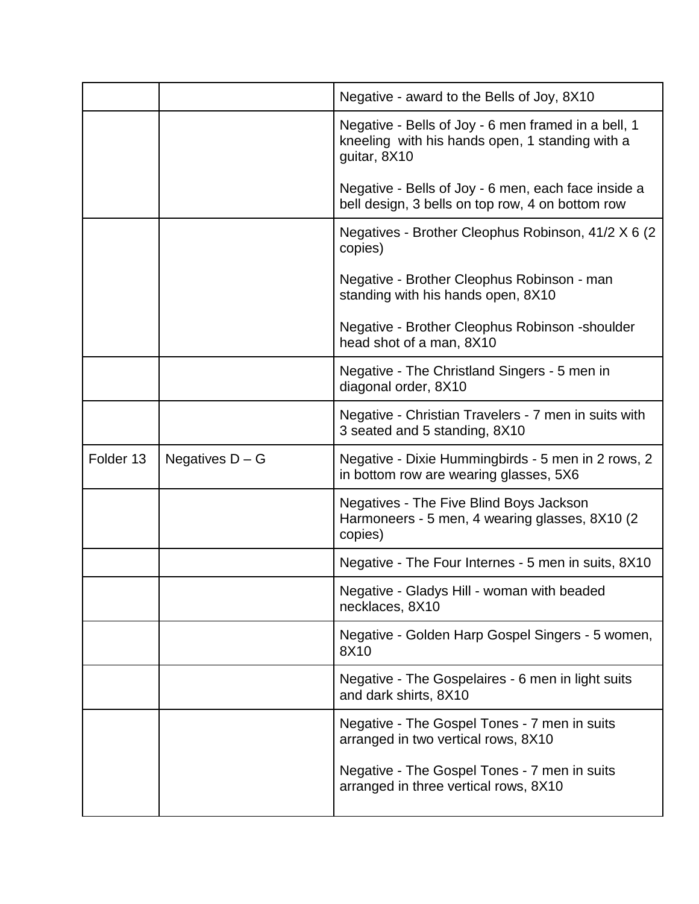| | | |
|---|---|---|
| | | Negative - award to the Bells of Joy, 8X10 |
| | | Negative - Bells of Joy - 6 men framed in a bell, 1 kneeling with his hands open, 1 standing with a guitar, 8X10<br><br>Negative - Bells of Joy - 6 men, each face inside a bell design, 3 bells on top row, 4 on bottom row |
| | | Negatives - Brother Cleophus Robinson, 41/2 X 6 (2 copies)<br><br>Negative - Brother Cleophus Robinson - man standing with his hands open, 8X10<br><br>Negative - Brother Cleophus Robinson -shoulder head shot of a man, 8X10 |
| | | Negative - The Christland Singers - 5 men in diagonal order, 8X10 |
| | | Negative - Christian Travelers - 7 men in suits with 3 seated and 5 standing, 8X10 |
| Folder 13 | Negatives D – G | Negative - Dixie Hummingbirds - 5 men in 2 rows, 2 in bottom row are wearing glasses, 5X6 |
| | | Negatives - The Five Blind Boys Jackson Harmoneers - 5 men, 4 wearing glasses, 8X10 (2 copies) |
| | | Negative - The Four Internes - 5 men in suits, 8X10 |
| | | Negative - Gladys Hill - woman with beaded necklaces, 8X10 |
| | | Negative - Golden Harp Gospel Singers - 5 women, 8X10 |
| | | Negative - The Gospelaires - 6 men in light suits and dark shirts, 8X10 |
| | | Negative - The Gospel Tones - 7 men in suits arranged in two vertical rows, 8X10<br><br>Negative - The Gospel Tones - 7 men in suits arranged in three vertical rows, 8X10 |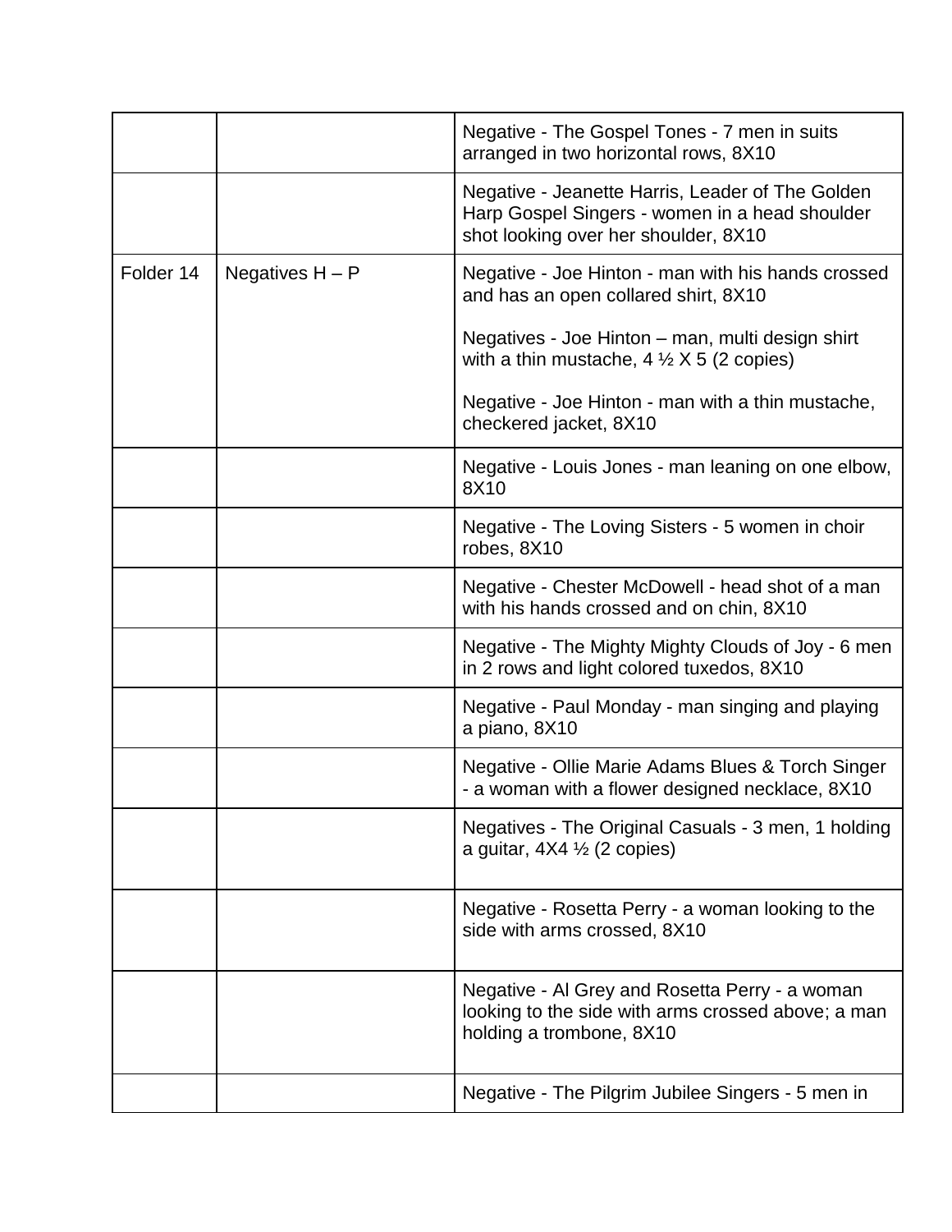| | | |
|---|---|---|
| | | Negative - The Gospel Tones - 7 men in suits arranged in two horizontal rows, 8X10 |
| | | Negative - Jeanette Harris, Leader of The Golden Harp Gospel Singers - women in a head shoulder shot looking over her shoulder, 8X10 |
| Folder 14 | Negatives H – P | Negative - Joe Hinton - man with his hands crossed and has an open collared shirt, 8X10<br><br>Negatives - Joe Hinton – man, multi design shirt with a thin mustache, 4 ½ X 5 (2 copies)<br><br>Negative - Joe Hinton - man with a thin mustache, checkered jacket, 8X10 |
| | | Negative - Louis Jones - man leaning on one elbow, 8X10 |
| | | Negative - The Loving Sisters - 5 women in choir robes, 8X10 |
| | | Negative - Chester McDowell - head shot of a man with his hands crossed and on chin, 8X10 |
| | | Negative - The Mighty Mighty Clouds of Joy - 6 men in 2 rows and light colored tuxedos, 8X10 |
| | | Negative - Paul Monday - man singing and playing a piano, 8X10 |
| | | Negative - Ollie Marie Adams Blues & Torch Singer - a woman with a flower designed necklace, 8X10 |
| | | Negatives - The Original Casuals - 3 men, 1 holding a guitar, 4X4 ½ (2 copies) |
| | | Negative - Rosetta Perry - a woman looking to the side with arms crossed, 8X10 |
| | | Negative - Al Grey and Rosetta Perry - a woman looking to the side with arms crossed above; a man holding a trombone, 8X10 |
| | | Negative - The Pilgrim Jubilee Singers - 5 men in |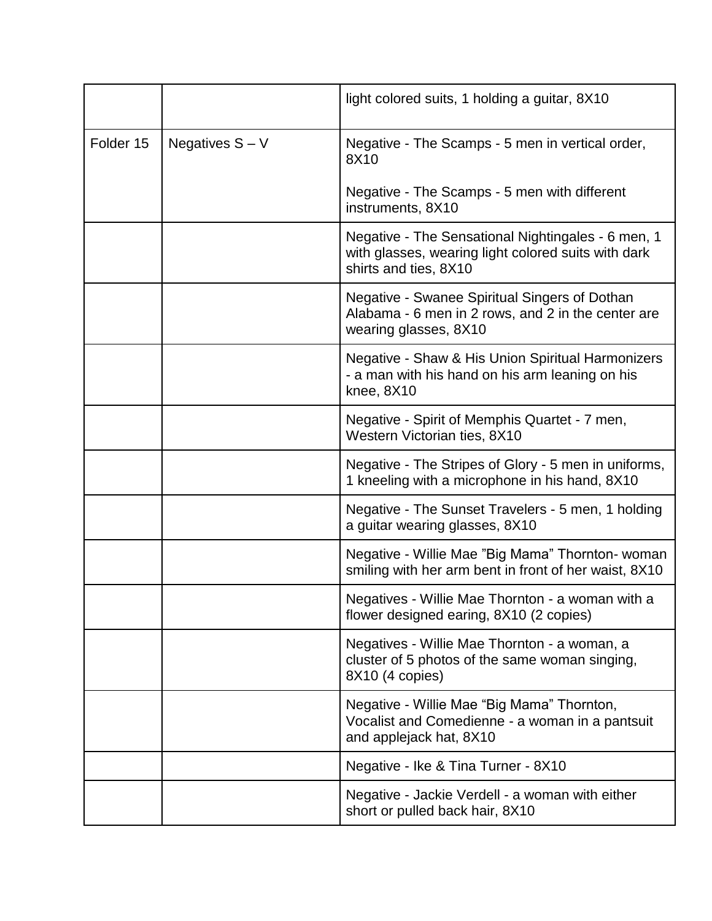| | | |
|---|---|---|
| | | light colored suits, 1 holding a guitar, 8X10 |
| Folder 15 | Negatives S – V | Negative - The Scamps - 5 men in vertical order, 8X10<br><br>Negative - The Scamps - 5 men with different instruments, 8X10 |
| | | Negative - The Sensational Nightingales - 6 men, 1 with glasses, wearing light colored suits with dark shirts and ties, 8X10 |
| | | Negative - Swanee Spiritual Singers of Dothan Alabama - 6 men in 2 rows, and 2 in the center are wearing glasses, 8X10 |
| | | Negative - Shaw & His Union Spiritual Harmonizers - a man with his hand on his arm leaning on his knee, 8X10 |
| | | Negative - Spirit of Memphis Quartet - 7 men, Western Victorian ties, 8X10 |
| | | Negative - The Stripes of Glory - 5 men in uniforms, 1 kneeling with a microphone in his hand, 8X10 |
| | | Negative - The Sunset Travelers - 5 men, 1 holding a guitar wearing glasses, 8X10 |
| | | Negative - Willie Mae "Big Mama" Thornton- woman smiling with her arm bent in front of her waist, 8X10 |
| | | Negatives - Willie Mae Thornton - a woman with a flower designed earing, 8X10 (2 copies) |
| | | Negatives - Willie Mae Thornton - a woman, a cluster of 5 photos of the same woman singing, 8X10 (4 copies) |
| | | Negative - Willie Mae "Big Mama" Thornton, Vocalist and Comedienne - a woman in a pantsuit and applejack hat, 8X10 |
| | | Negative - Ike & Tina Turner - 8X10 |
| | | Negative - Jackie Verdell - a woman with either short or pulled back hair, 8X10 |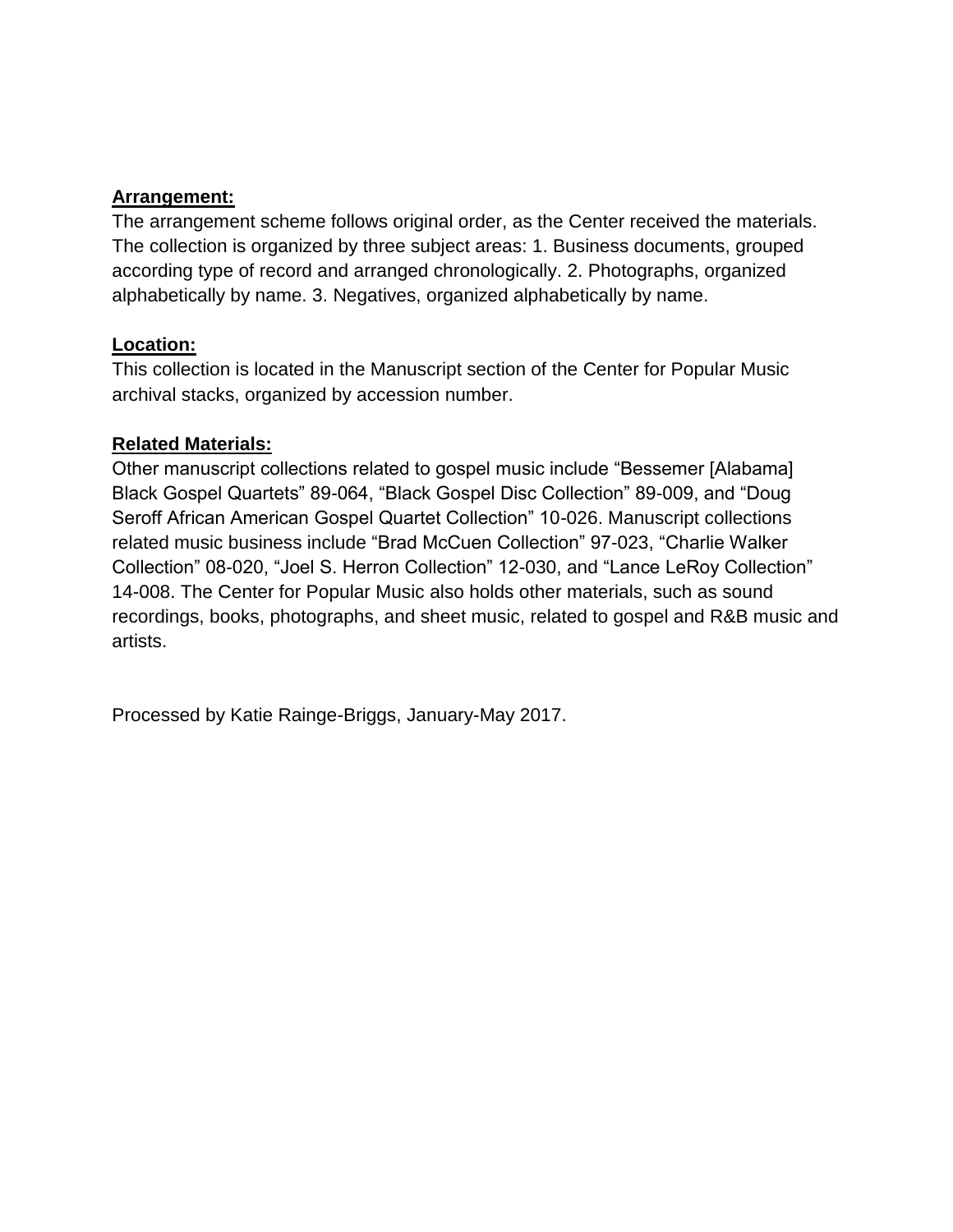**Arrangement:**
The arrangement scheme follows original order, as the Center received the materials. The collection is organized by three subject areas: 1. Business documents, grouped according type of record and arranged chronologically. 2. Photographs, organized alphabetically by name. 3. Negatives, organized alphabetically by name.

**Location:**
This collection is located in the Manuscript section of the Center for Popular Music archival stacks, organized by accession number.

**Related Materials:**
Other manuscript collections related to gospel music include “Bessemer [Alabama] Black Gospel Quartets” 89-064, “Black Gospel Disc Collection” 89-009, and “Doug Seroff African American Gospel Quartet Collection” 10-026. Manuscript collections related music business include “Brad McCuen Collection” 97-023, “Charlie Walker Collection” 08-020, “Joel S. Herron Collection” 12-030, and “Lance LeRoy Collection” 14-008. The Center for Popular Music also holds other materials, such as sound recordings, books, photographs, and sheet music, related to gospel and R&B music and artists.

Processed by Katie Rainge-Briggs, January-May 2017.